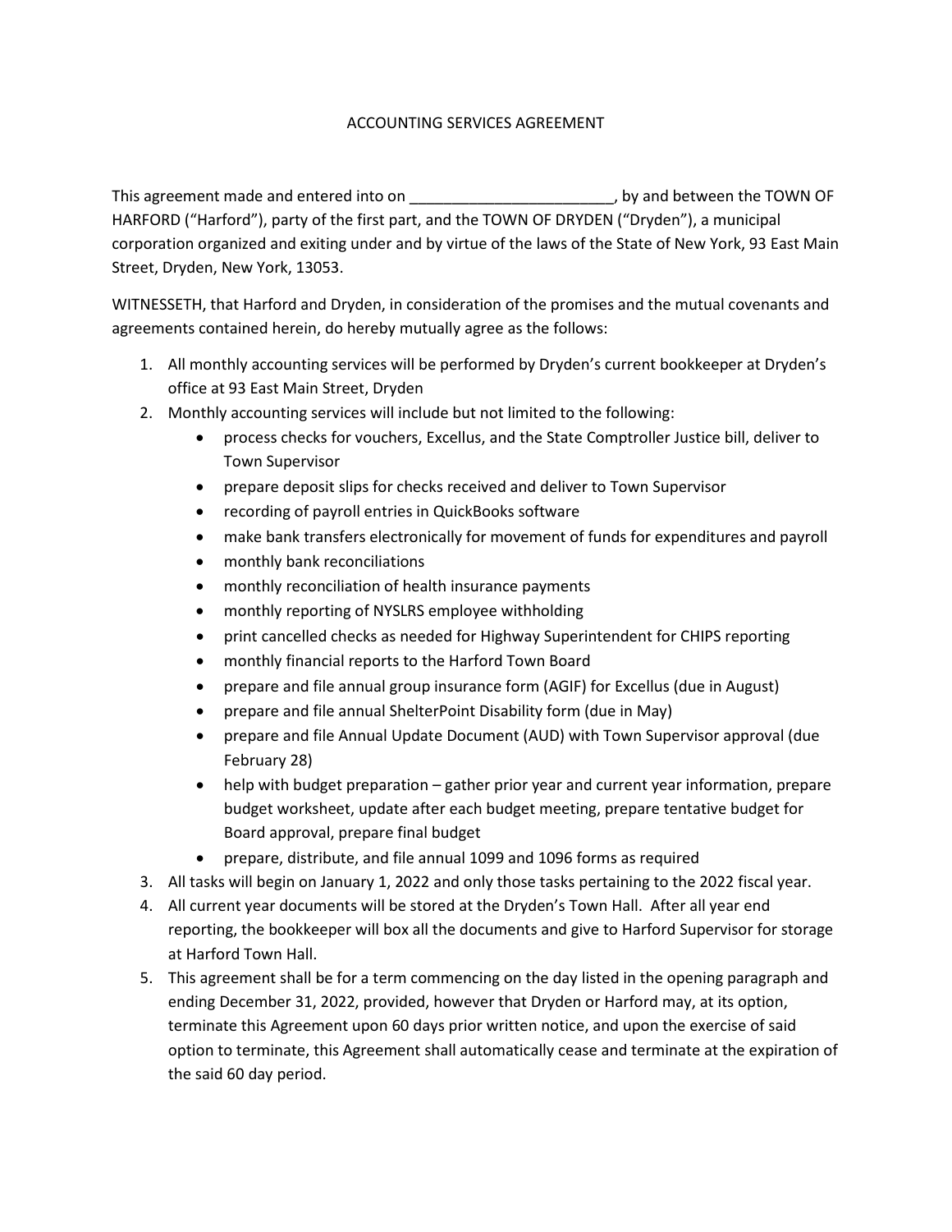# ACCOUNTING SERVICES AGREEMENT

This agreement made and entered into on ________________________, by and between the TOWN OF HARFORD ("Harford"), party of the first part, and the TOWN OF DRYDEN ("Dryden"), a municipal corporation organized and exiting under and by virtue of the laws of the State of New York, 93 East Main Street, Dryden, New York, 13053.

WITNESSETH, that Harford and Dryden, in consideration of the promises and the mutual covenants and agreements contained herein, do hereby mutually agree as the follows:

1. All monthly accounting services will be performed by Dryden's current bookkeeper at Dryden's office at 93 East Main Street, Dryden
2. Monthly accounting services will include but not limited to the following:
   - process checks for vouchers, Excellus, and the State Comptroller Justice bill, deliver to Town Supervisor
   - prepare deposit slips for checks received and deliver to Town Supervisor
   - recording of payroll entries in QuickBooks software
   - make bank transfers electronically for movement of funds for expenditures and payroll
   - monthly bank reconciliations
   - monthly reconciliation of health insurance payments
   - monthly reporting of NYSLRS employee withholding
   - print cancelled checks as needed for Highway Superintendent for CHIPS reporting
   - monthly financial reports to the Harford Town Board
   - prepare and file annual group insurance form (AGIF) for Excellus (due in August)
   - prepare and file annual ShelterPoint Disability form (due in May)
   - prepare and file Annual Update Document (AUD) with Town Supervisor approval (due February 28)
   - help with budget preparation – gather prior year and current year information, prepare budget worksheet, update after each budget meeting, prepare tentative budget for Board approval, prepare final budget
   - prepare, distribute, and file annual 1099 and 1096 forms as required
3. All tasks will begin on January 1, 2022 and only those tasks pertaining to the 2022 fiscal year.
4. All current year documents will be stored at the Dryden's Town Hall. After all year end reporting, the bookkeeper will box all the documents and give to Harford Supervisor for storage at Harford Town Hall.
5. This agreement shall be for a term commencing on the day listed in the opening paragraph and ending December 31, 2022, provided, however that Dryden or Harford may, at its option, terminate this Agreement upon 60 days prior written notice, and upon the exercise of said option to terminate, this Agreement shall automatically cease and terminate at the expiration of the said 60 day period.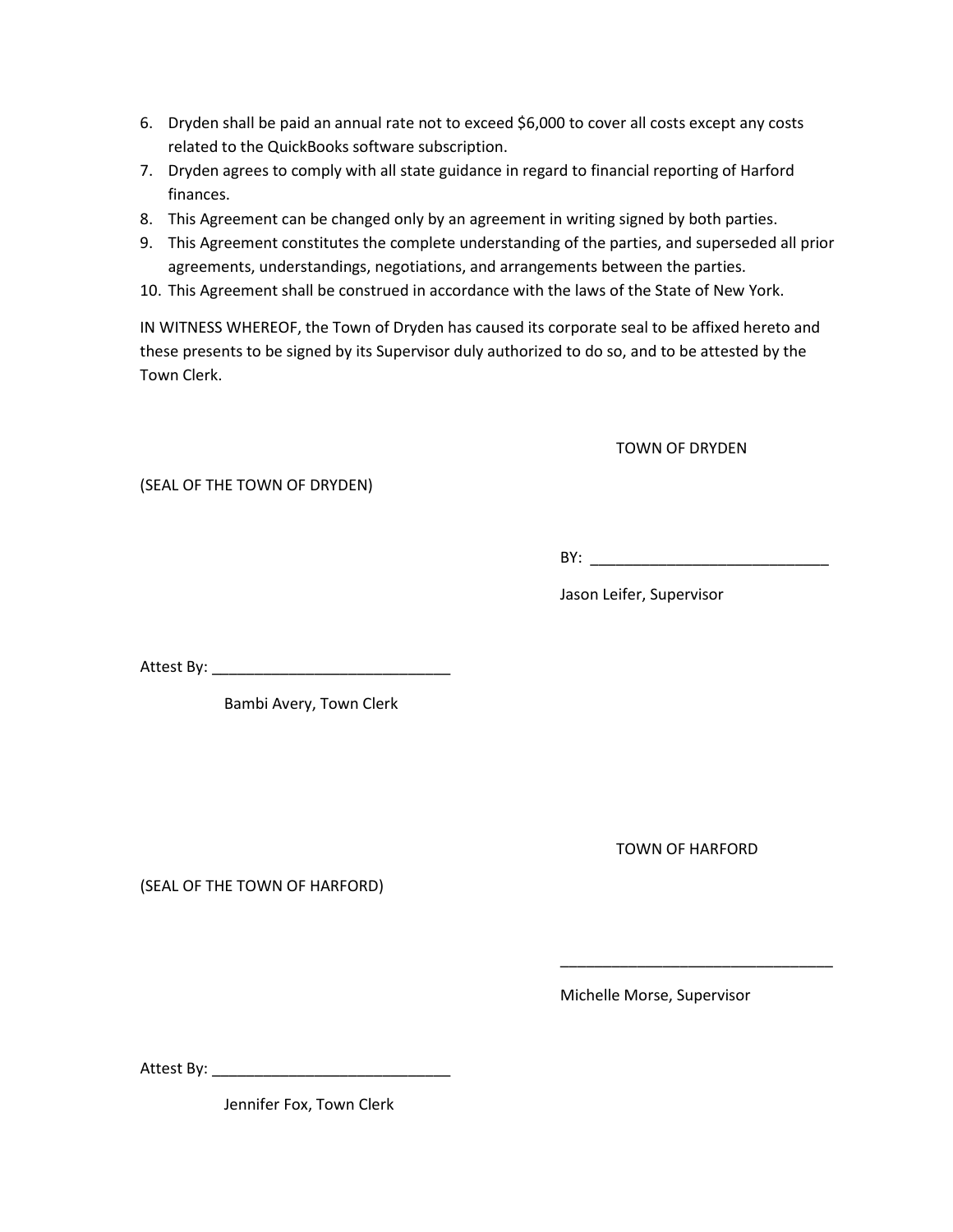6. Dryden shall be paid an annual rate not to exceed $6,000 to cover all costs except any costs related to the QuickBooks software subscription.
7. Dryden agrees to comply with all state guidance in regard to financial reporting of Harford finances.
8. This Agreement can be changed only by an agreement in writing signed by both parties.
9. This Agreement constitutes the complete understanding of the parties, and superseded all prior agreements, understandings, negotiations, and arrangements between the parties.
10. This Agreement shall be construed in accordance with the laws of the State of New York.

IN WITNESS WHEREOF, the Town of Dryden has caused its corporate seal to be affixed hereto and these presents to be signed by its Supervisor duly authorized to do so, and to be attested by the Town Clerk.

TOWN OF DRYDEN

(SEAL OF THE TOWN OF DRYDEN)

BY: ______________________________

Jason Leifer, Supervisor

Attest By: ____________________________

Bambi Avery, Town Clerk

TOWN OF HARFORD

(SEAL OF THE TOWN OF HARFORD)

________________________________

Michelle Morse, Supervisor

Attest By: ____________________________

Jennifer Fox, Town Clerk